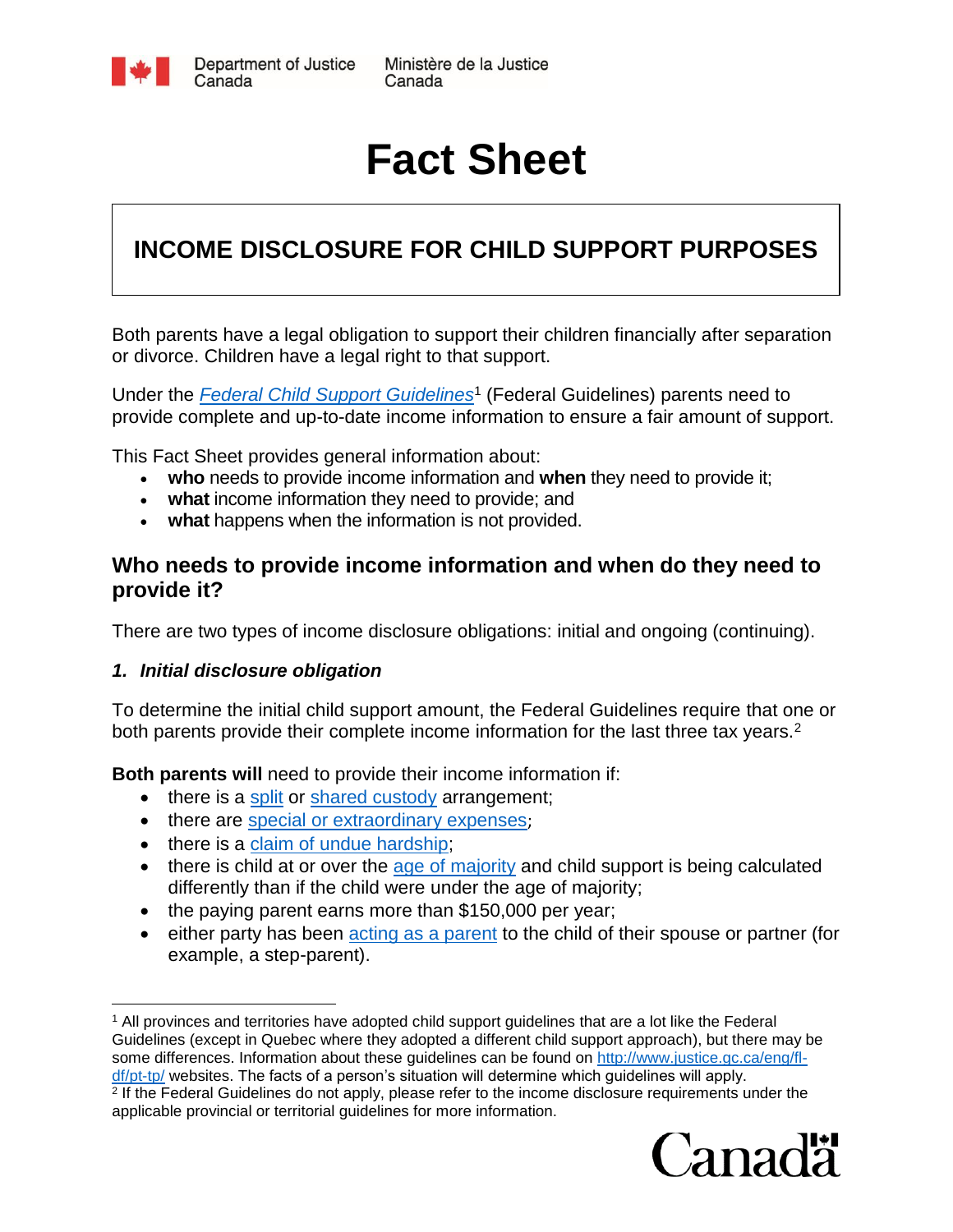Department of Justice Canada | Ministère de la Justice Canada

# Fact Sheet

## INCOME DISCLOSURE FOR CHILD SUPPORT PURPOSES

Both parents have a legal obligation to support their children financially after separation or divorce. Children have a legal right to that support.

Under the *Federal Child Support Guidelines*[1] (Federal Guidelines) parents need to provide complete and up-to-date income information to ensure a fair amount of support.

This Fact Sheet provides general information about:

- **who** needs to provide income information and **when** they need to provide it;
- **what** income information they need to provide; and
- **what** happens when the information is not provided.

## Who needs to provide income information and when do they need to provide it?

There are two types of income disclosure obligations: initial and ongoing (continuing).

### *1. Initial disclosure obligation*

To determine the initial child support amount, the Federal Guidelines require that one or both parents provide their complete income information for the last three tax years.[2]

**Both parents will** need to provide their income information if:

- there is a split or shared custody arrangement;
- there are special or extraordinary expenses;
- there is a claim of undue hardship;
- there is child at or over the age of majority and child support is being calculated differently than if the child were under the age of majority;
- the paying parent earns more than $150,000 per year;
- either party has been acting as a parent to the child of their spouse or partner (for example, a step-parent).

---

[1] All provinces and territories have adopted child support guidelines that are a lot like the Federal Guidelines (except in Quebec where they adopted a different child support approach), but there may be some differences. Information about these guidelines can be found on http://www.justice.gc.ca/eng/fl-df/pt-tp/ websites. The facts of a person's situation will determine which guidelines will apply.

[2] If the Federal Guidelines do not apply, please refer to the income disclosure requirements under the applicable provincial or territorial guidelines for more information.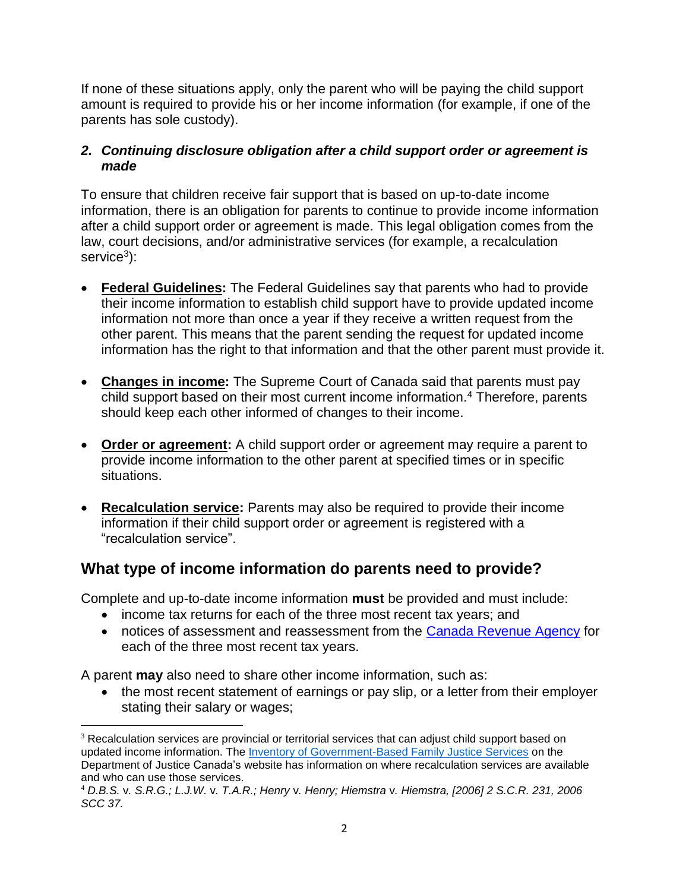If none of these situations apply, only the parent who will be paying the child support amount is required to provide his or her income information (for example, if one of the parents has sole custody).

### 2. *Continuing disclosure obligation after a child support order or agreement is made*

To ensure that children receive fair support that is based on up-to-date income information, there is an obligation for parents to continue to provide income information after a child support order or agreement is made. This legal obligation comes from the law, court decisions, and/or administrative services (for example, a recalculation service[3]):

- **Federal Guidelines:** The Federal Guidelines say that parents who had to provide their income information to establish child support have to provide updated income information not more than once a year if they receive a written request from the other parent. This means that the parent sending the request for updated income information has the right to that information and that the other parent must provide it.
- **Changes in income:** The Supreme Court of Canada said that parents must pay child support based on their most current income information.[4] Therefore, parents should keep each other informed of changes to their income.
- **Order or agreement:** A child support order or agreement may require a parent to provide income information to the other parent at specified times or in specific situations.
- **Recalculation service:** Parents may also be required to provide their income information if their child support order or agreement is registered with a "recalculation service".

## What type of income information do parents need to provide?

Complete and up-to-date income information **must** be provided and must include:

- income tax returns for each of the three most recent tax years; and
- notices of assessment and reassessment from the Canada Revenue Agency for each of the three most recent tax years.

A parent **may** also need to share other income information, such as:

- the most recent statement of earnings or pay slip, or a letter from their employer stating their salary or wages;

---

[3] Recalculation services are provincial or territorial services that can adjust child support based on updated income information. The Inventory of Government-Based Family Justice Services on the Department of Justice Canada's website has information on where recalculation services are available and who can use those services.

[4] *D.B.S.* v. *S.R.G.*; *L.J.W.* v. *T.A.R.*; *Henry* v. *Henry*; *Hiemstra* v. *Hiemstra*, *[2006] 2 S.C.R. 231, 2006 SCC 37.*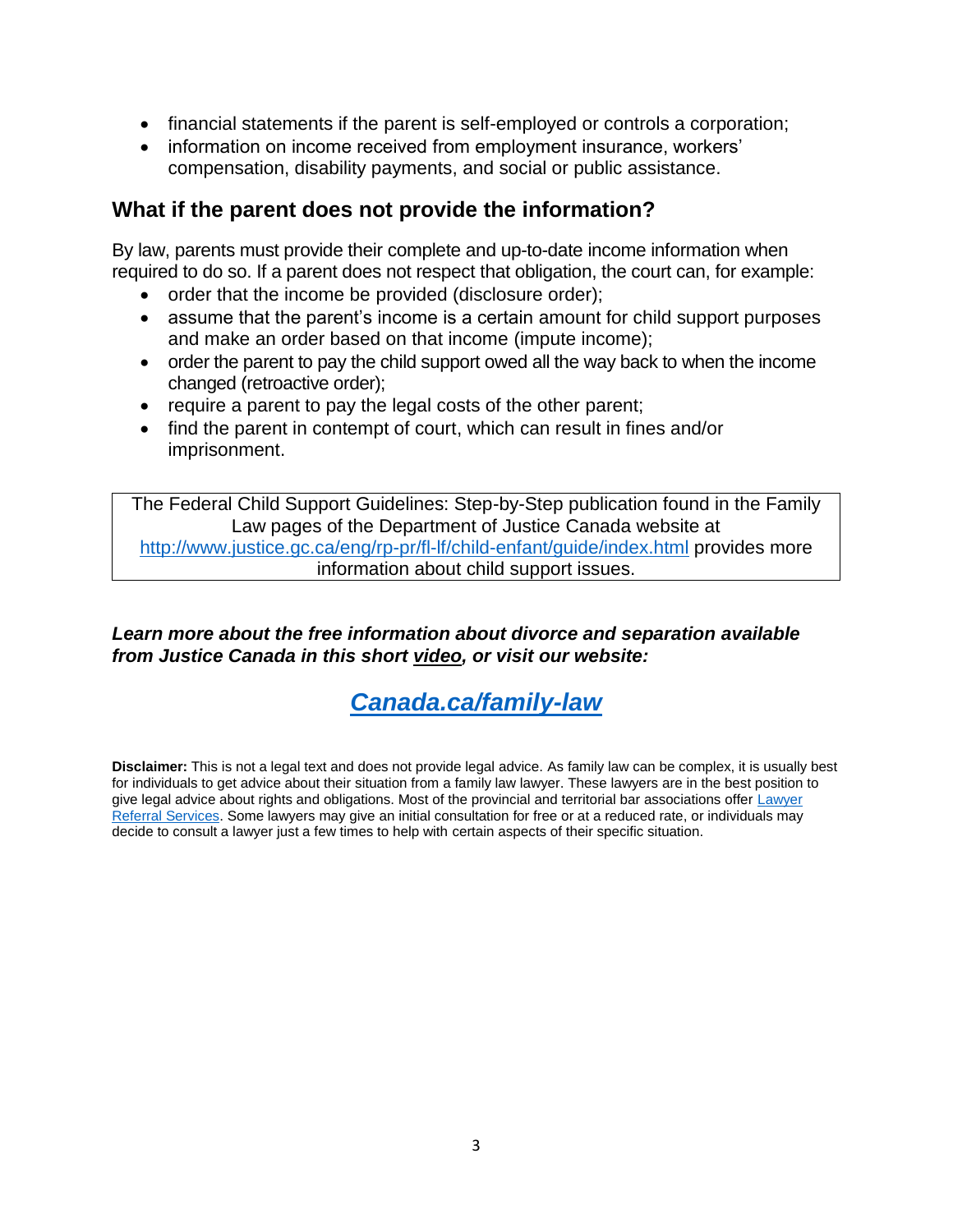- financial statements if the parent is self-employed or controls a corporation;
- information on income received from employment insurance, workers' compensation, disability payments, and social or public assistance.

## What if the parent does not provide the information?

By law, parents must provide their complete and up-to-date income information when required to do so. If a parent does not respect that obligation, the court can, for example:

- order that the income be provided (disclosure order);
- assume that the parent's income is a certain amount for child support purposes and make an order based on that income (impute income);
- order the parent to pay the child support owed all the way back to when the income changed (retroactive order);
- require a parent to pay the legal costs of the other parent;
- find the parent in contempt of court, which can result in fines and/or imprisonment.

The Federal Child Support Guidelines: Step-by-Step publication found in the Family Law pages of the Department of Justice Canada website at [http://www.justice.gc.ca/eng/rp-pr/fl-lf/child-enfant/guide/index.html](http://www.justice.gc.ca/eng/rp-pr/fl-lf/child-enfant/guide/index.html) provides more information about child support issues.

***Learn more about the free information about divorce and separation available from Justice Canada in this short video, or visit our website:***

## ***[Canada.ca/family-law](Canada.ca/family-law)***

**Disclaimer:** This is not a legal text and does not provide legal advice. As family law can be complex, it is usually best for individuals to get advice about their situation from a family law lawyer. These lawyers are in the best position to give legal advice about rights and obligations. Most of the provincial and territorial bar associations offer Lawyer Referral Services. Some lawyers may give an initial consultation for free or at a reduced rate, or individuals may decide to consult a lawyer just a few times to help with certain aspects of their specific situation.